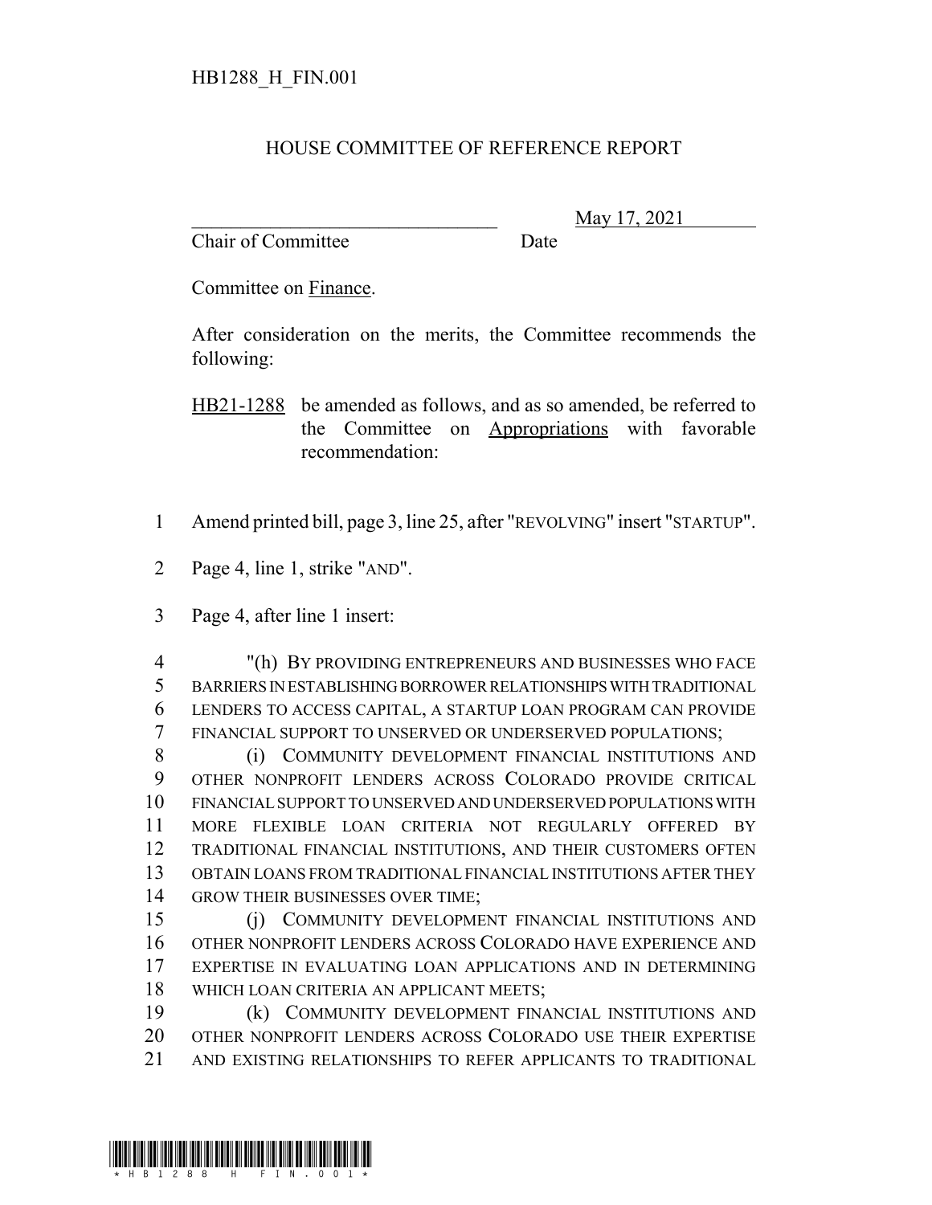HB1288_H_FIN.001

# HOUSE COMMITTEE OF REFERENCE REPORT

_______________________________ May 17, 2021
Chair of Committee Date

Committee on Finance.

After consideration on the merits, the Committee recommends the following:

HB21-1288 be amended as follows, and as so amended, be referred to the Committee on Appropriations with favorable recommendation:

1 Amend printed bill, page 3, line 25, after "REVOLVING" insert "STARTUP".

2 Page 4, line 1, strike "AND".

3 Page 4, after line 1 insert:

4 "(h) BY PROVIDING ENTREPRENEURS AND BUSINESSES WHO FACE
5 BARRIERS IN ESTABLISHING BORROWER RELATIONSHIPS WITH TRADITIONAL
6 LENDERS TO ACCESS CAPITAL, A STARTUP LOAN PROGRAM CAN PROVIDE
7 FINANCIAL SUPPORT TO UNSERVED OR UNDERSERVED POPULATIONS;
8 (i) COMMUNITY DEVELOPMENT FINANCIAL INSTITUTIONS AND
9 OTHER NONPROFIT LENDERS ACROSS COLORADO PROVIDE CRITICAL
10 FINANCIAL SUPPORT TO UNSERVED AND UNDERSERVED POPULATIONS WITH
11 MORE FLEXIBLE LOAN CRITERIA NOT REGULARLY OFFERED BY
12 TRADITIONAL FINANCIAL INSTITUTIONS, AND THEIR CUSTOMERS OFTEN
13 OBTAIN LOANS FROM TRADITIONAL FINANCIAL INSTITUTIONS AFTER THEY
14 GROW THEIR BUSINESSES OVER TIME;
15 (j) COMMUNITY DEVELOPMENT FINANCIAL INSTITUTIONS AND
16 OTHER NONPROFIT LENDERS ACROSS COLORADO HAVE EXPERIENCE AND
17 EXPERTISE IN EVALUATING LOAN APPLICATIONS AND IN DETERMINING
18 WHICH LOAN CRITERIA AN APPLICANT MEETS;
19 (k) COMMUNITY DEVELOPMENT FINANCIAL INSTITUTIONS AND
20 OTHER NONPROFIT LENDERS ACROSS COLORADO USE THEIR EXPERTISE
21 AND EXISTING RELATIONSHIPS TO REFER APPLICANTS TO TRADITIONAL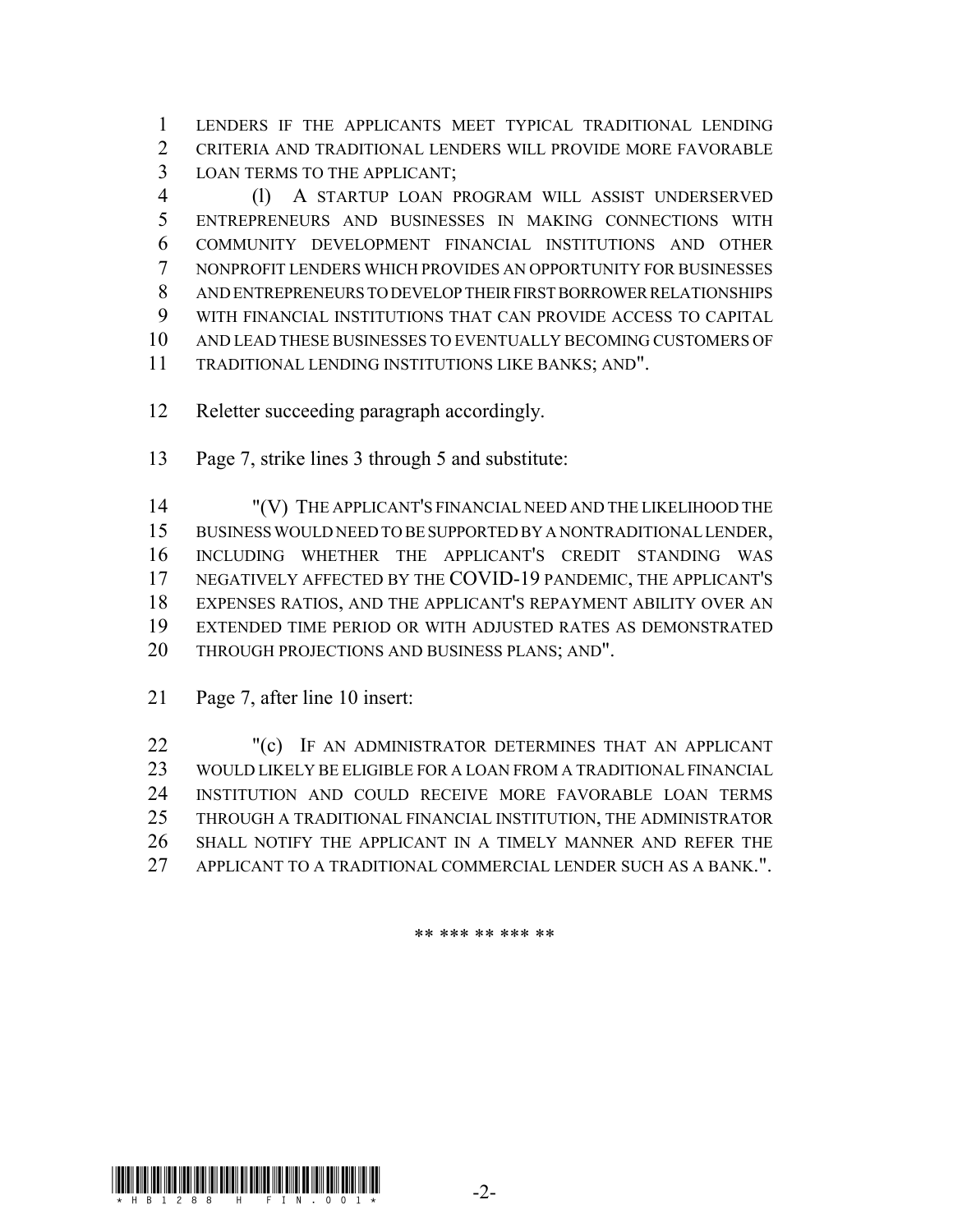LENDERS IF THE APPLICANTS MEET TYPICAL TRADITIONAL LENDING CRITERIA AND TRADITIONAL LENDERS WILL PROVIDE MORE FAVORABLE LOAN TERMS TO THE APPLICANT;

(l) A STARTUP LOAN PROGRAM WILL ASSIST UNDERSERVED ENTREPRENEURS AND BUSINESSES IN MAKING CONNECTIONS WITH COMMUNITY DEVELOPMENT FINANCIAL INSTITUTIONS AND OTHER NONPROFIT LENDERS WHICH PROVIDES AN OPPORTUNITY FOR BUSINESSES AND ENTREPRENEURS TO DEVELOP THEIR FIRST BORROWER RELATIONSHIPS WITH FINANCIAL INSTITUTIONS THAT CAN PROVIDE ACCESS TO CAPITAL AND LEAD THESE BUSINESSES TO EVENTUALLY BECOMING CUSTOMERS OF TRADITIONAL LENDING INSTITUTIONS LIKE BANKS; AND".

Reletter succeeding paragraph accordingly.

Page 7, strike lines 3 through 5 and substitute:

"(V) THE APPLICANT'S FINANCIAL NEED AND THE LIKELIHOOD THE BUSINESS WOULD NEED TO BE SUPPORTED BY A NONTRADITIONAL LENDER, INCLUDING WHETHER THE APPLICANT'S CREDIT STANDING WAS NEGATIVELY AFFECTED BY THE COVID-19 PANDEMIC, THE APPLICANT'S EXPENSES RATIOS, AND THE APPLICANT'S REPAYMENT ABILITY OVER AN EXTENDED TIME PERIOD OR WITH ADJUSTED RATES AS DEMONSTRATED THROUGH PROJECTIONS AND BUSINESS PLANS; AND".

Page 7, after line 10 insert:

"(c) IF AN ADMINISTRATOR DETERMINES THAT AN APPLICANT WOULD LIKELY BE ELIGIBLE FOR A LOAN FROM A TRADITIONAL FINANCIAL INSTITUTION AND COULD RECEIVE MORE FAVORABLE LOAN TERMS THROUGH A TRADITIONAL FINANCIAL INSTITUTION, THE ADMINISTRATOR SHALL NOTIFY THE APPLICANT IN A TIMELY MANNER AND REFER THE APPLICANT TO A TRADITIONAL COMMERCIAL LENDER SUCH AS A BANK.".

** *** ** *** **